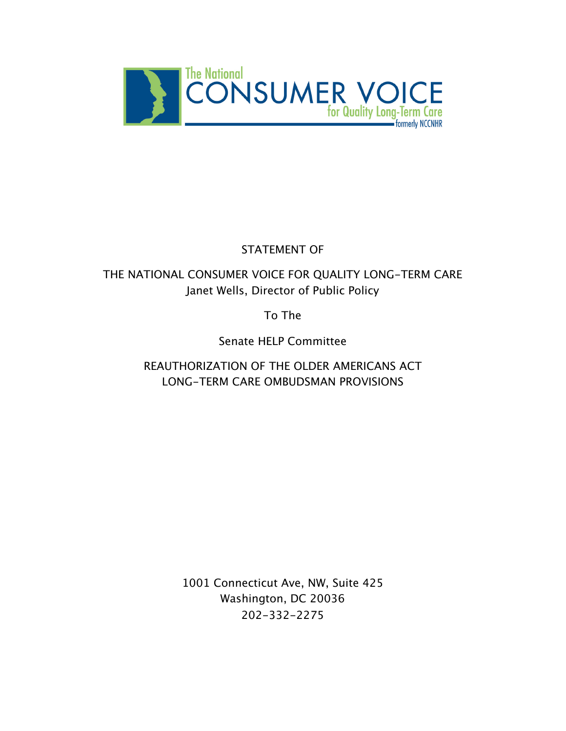The National CONSUMER VOICE for Quality Long-Term Care formerly NCCNHR

STATEMENT OF

THE NATIONAL CONSUMER VOICE FOR QUALITY LONG-TERM CARE
Janet Wells, Director of Public Policy

To The

Senate HELP Committee

REAUTHORIZATION OF THE OLDER AMERICANS ACT
LONG-TERM CARE OMBUDSMAN PROVISIONS

1001 Connecticut Ave, NW, Suite 425
Washington, DC 20036
202-332-2275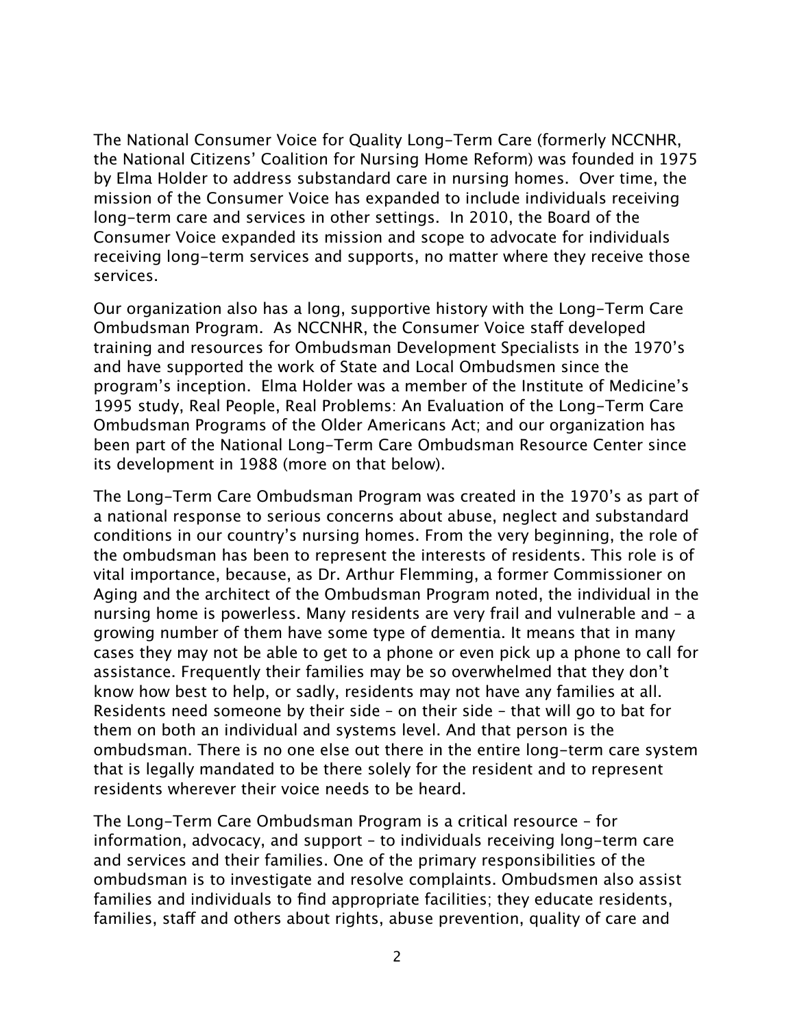The National Consumer Voice for Quality Long-Term Care (formerly NCCNHR, the National Citizens' Coalition for Nursing Home Reform) was founded in 1975 by Elma Holder to address substandard care in nursing homes. Over time, the mission of the Consumer Voice has expanded to include individuals receiving long-term care and services in other settings. In 2010, the Board of the Consumer Voice expanded its mission and scope to advocate for individuals receiving long-term services and supports, no matter where they receive those services.

Our organization also has a long, supportive history with the Long-Term Care Ombudsman Program. As NCCNHR, the Consumer Voice staff developed training and resources for Ombudsman Development Specialists in the 1970's and have supported the work of State and Local Ombudsmen since the program's inception. Elma Holder was a member of the Institute of Medicine's 1995 study, Real People, Real Problems: An Evaluation of the Long-Term Care Ombudsman Programs of the Older Americans Act; and our organization has been part of the National Long-Term Care Ombudsman Resource Center since its development in 1988 (more on that below).

The Long-Term Care Ombudsman Program was created in the 1970's as part of a national response to serious concerns about abuse, neglect and substandard conditions in our country's nursing homes. From the very beginning, the role of the ombudsman has been to represent the interests of residents. This role is of vital importance, because, as Dr. Arthur Flemming, a former Commissioner on Aging and the architect of the Ombudsman Program noted, the individual in the nursing home is powerless. Many residents are very frail and vulnerable and – a growing number of them have some type of dementia. It means that in many cases they may not be able to get to a phone or even pick up a phone to call for assistance. Frequently their families may be so overwhelmed that they don't know how best to help, or sadly, residents may not have any families at all. Residents need someone by their side – on their side – that will go to bat for them on both an individual and systems level. And that person is the ombudsman. There is no one else out there in the entire long-term care system that is legally mandated to be there solely for the resident and to represent residents wherever their voice needs to be heard.

The Long-Term Care Ombudsman Program is a critical resource – for information, advocacy, and support – to individuals receiving long-term care and services and their families. One of the primary responsibilities of the ombudsman is to investigate and resolve complaints. Ombudsmen also assist families and individuals to find appropriate facilities; they educate residents, families, staff and others about rights, abuse prevention, quality of care and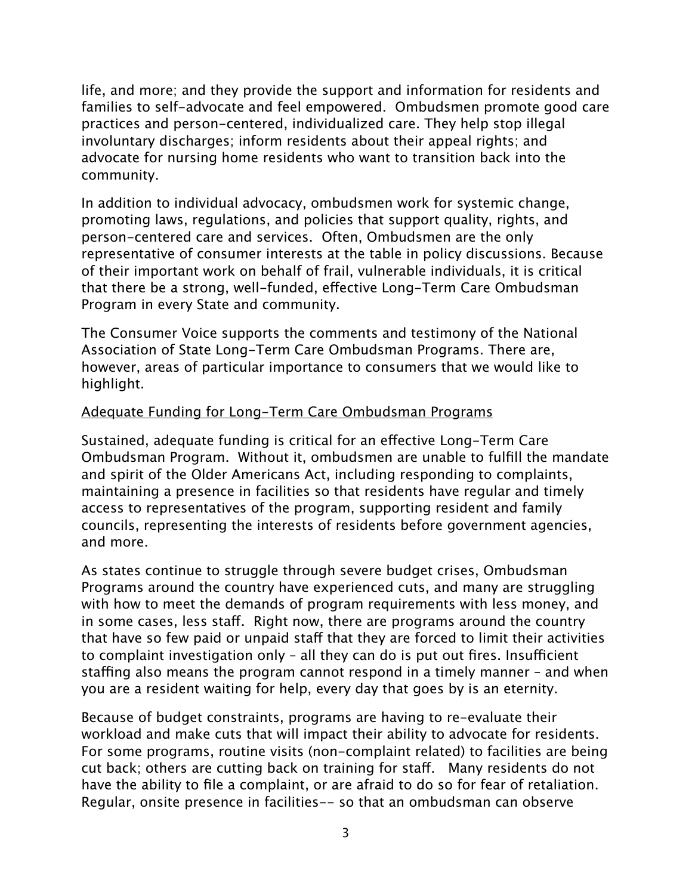life, and more; and they provide the support and information for residents and families to self-advocate and feel empowered. Ombudsmen promote good care practices and person-centered, individualized care. They help stop illegal involuntary discharges; inform residents about their appeal rights; and advocate for nursing home residents who want to transition back into the community.

In addition to individual advocacy, ombudsmen work for systemic change, promoting laws, regulations, and policies that support quality, rights, and person-centered care and services. Often, Ombudsmen are the only representative of consumer interests at the table in policy discussions. Because of their important work on behalf of frail, vulnerable individuals, it is critical that there be a strong, well-funded, effective Long-Term Care Ombudsman Program in every State and community.

The Consumer Voice supports the comments and testimony of the National Association of State Long-Term Care Ombudsman Programs. There are, however, areas of particular importance to consumers that we would like to highlight.

<u>Adequate Funding for Long-Term Care Ombudsman Programs</u>

Sustained, adequate funding is critical for an effective Long-Term Care Ombudsman Program. Without it, ombudsmen are unable to fulfill the mandate and spirit of the Older Americans Act, including responding to complaints, maintaining a presence in facilities so that residents have regular and timely access to representatives of the program, supporting resident and family councils, representing the interests of residents before government agencies, and more.

As states continue to struggle through severe budget crises, Ombudsman Programs around the country have experienced cuts, and many are struggling with how to meet the demands of program requirements with less money, and in some cases, less staff. Right now, there are programs around the country that have so few paid or unpaid staff that they are forced to limit their activities to complaint investigation only – all they can do is put out fires. Insufficient staffing also means the program cannot respond in a timely manner – and when you are a resident waiting for help, every day that goes by is an eternity.

Because of budget constraints, programs are having to re-evaluate their workload and make cuts that will impact their ability to advocate for residents. For some programs, routine visits (non-complaint related) to facilities are being cut back; others are cutting back on training for staff. Many residents do not have the ability to file a complaint, or are afraid to do so for fear of retaliation. Regular, onsite presence in facilities-- so that an ombudsman can observe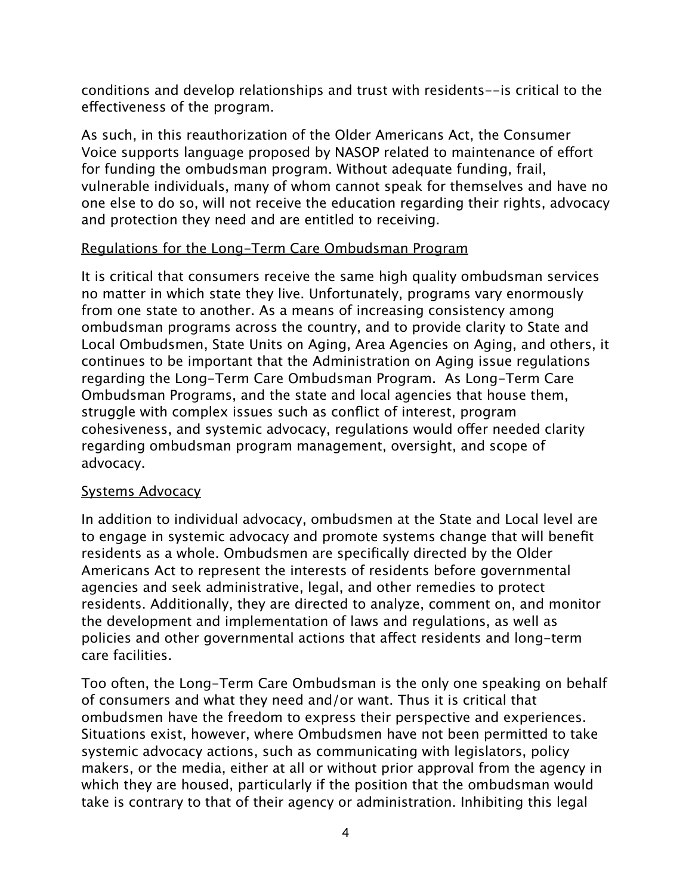conditions and develop relationships and trust with residents--is critical to the effectiveness of the program.

As such, in this reauthorization of the Older Americans Act, the Consumer Voice supports language proposed by NASOP related to maintenance of effort for funding the ombudsman program. Without adequate funding, frail, vulnerable individuals, many of whom cannot speak for themselves and have no one else to do so, will not receive the education regarding their rights, advocacy and protection they need and are entitled to receiving.

<u>Regulations for the Long-Term Care Ombudsman Program</u>

It is critical that consumers receive the same high quality ombudsman services no matter in which state they live. Unfortunately, programs vary enormously from one state to another. As a means of increasing consistency among ombudsman programs across the country, and to provide clarity to State and Local Ombudsmen, State Units on Aging, Area Agencies on Aging, and others, it continues to be important that the Administration on Aging issue regulations regarding the Long-Term Care Ombudsman Program. As Long-Term Care Ombudsman Programs, and the state and local agencies that house them, struggle with complex issues such as conflict of interest, program cohesiveness, and systemic advocacy, regulations would offer needed clarity regarding ombudsman program management, oversight, and scope of advocacy.

<u>Systems Advocacy</u>

In addition to individual advocacy, ombudsmen at the State and Local level are to engage in systemic advocacy and promote systems change that will benefit residents as a whole. Ombudsmen are specifically directed by the Older Americans Act to represent the interests of residents before governmental agencies and seek administrative, legal, and other remedies to protect residents. Additionally, they are directed to analyze, comment on, and monitor the development and implementation of laws and regulations, as well as policies and other governmental actions that affect residents and long-term care facilities.

Too often, the Long-Term Care Ombudsman is the only one speaking on behalf of consumers and what they need and/or want. Thus it is critical that ombudsmen have the freedom to express their perspective and experiences. Situations exist, however, where Ombudsmen have not been permitted to take systemic advocacy actions, such as communicating with legislators, policy makers, or the media, either at all or without prior approval from the agency in which they are housed, particularly if the position that the ombudsman would take is contrary to that of their agency or administration. Inhibiting this legal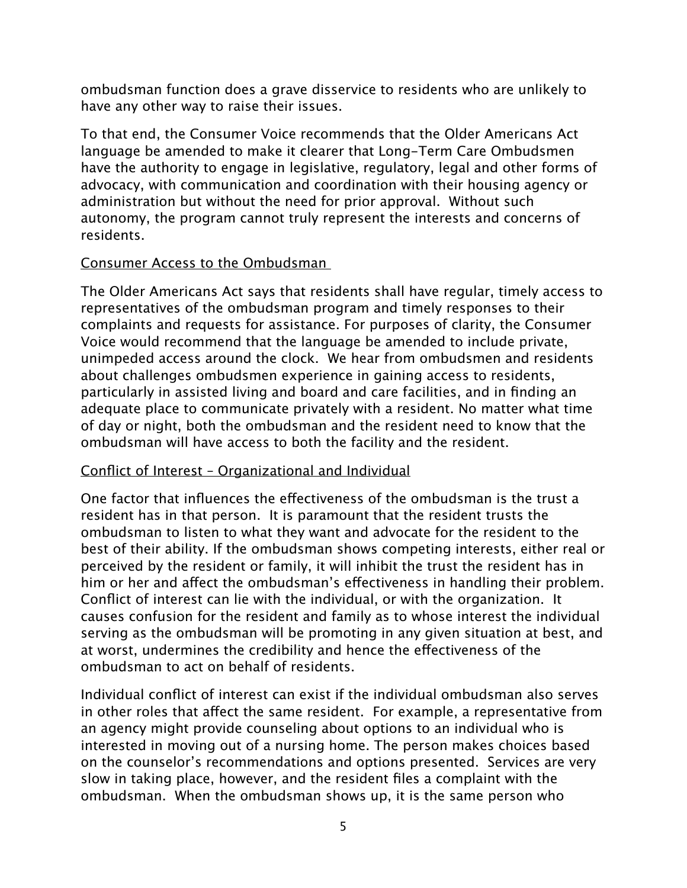ombudsman function does a grave disservice to residents who are unlikely to have any other way to raise their issues.

To that end, the Consumer Voice recommends that the Older Americans Act language be amended to make it clearer that Long-Term Care Ombudsmen have the authority to engage in legislative, regulatory, legal and other forms of advocacy, with communication and coordination with their housing agency or administration but without the need for prior approval. Without such autonomy, the program cannot truly represent the interests and concerns of residents.

### Consumer Access to the Ombudsman

The Older Americans Act says that residents shall have regular, timely access to representatives of the ombudsman program and timely responses to their complaints and requests for assistance. For purposes of clarity, the Consumer Voice would recommend that the language be amended to include private, unimpeded access around the clock. We hear from ombudsmen and residents about challenges ombudsmen experience in gaining access to residents, particularly in assisted living and board and care facilities, and in finding an adequate place to communicate privately with a resident. No matter what time of day or night, both the ombudsman and the resident need to know that the ombudsman will have access to both the facility and the resident.

### Conflict of Interest – Organizational and Individual

One factor that influences the effectiveness of the ombudsman is the trust a resident has in that person. It is paramount that the resident trusts the ombudsman to listen to what they want and advocate for the resident to the best of their ability. If the ombudsman shows competing interests, either real or perceived by the resident or family, it will inhibit the trust the resident has in him or her and affect the ombudsman's effectiveness in handling their problem. Conflict of interest can lie with the individual, or with the organization. It causes confusion for the resident and family as to whose interest the individual serving as the ombudsman will be promoting in any given situation at best, and at worst, undermines the credibility and hence the effectiveness of the ombudsman to act on behalf of residents.

Individual conflict of interest can exist if the individual ombudsman also serves in other roles that affect the same resident. For example, a representative from an agency might provide counseling about options to an individual who is interested in moving out of a nursing home. The person makes choices based on the counselor's recommendations and options presented. Services are very slow in taking place, however, and the resident files a complaint with the ombudsman. When the ombudsman shows up, it is the same person who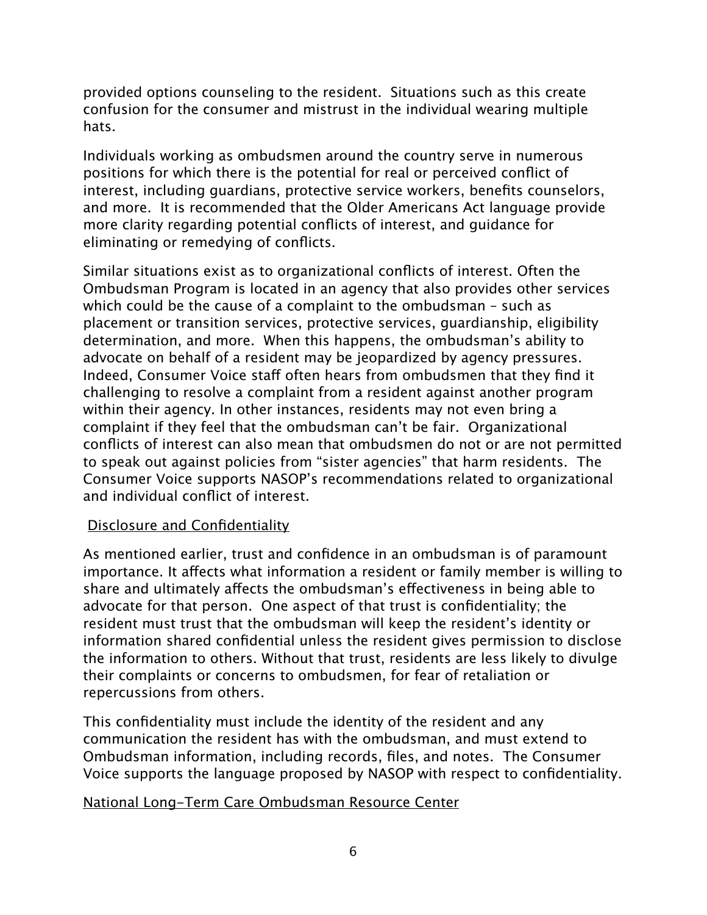provided options counseling to the resident. Situations such as this create confusion for the consumer and mistrust in the individual wearing multiple hats.

Individuals working as ombudsmen around the country serve in numerous positions for which there is the potential for real or perceived conflict of interest, including guardians, protective service workers, benefits counselors, and more. It is recommended that the Older Americans Act language provide more clarity regarding potential conflicts of interest, and guidance for eliminating or remedying of conflicts.

Similar situations exist as to organizational conflicts of interest. Often the Ombudsman Program is located in an agency that also provides other services which could be the cause of a complaint to the ombudsman – such as placement or transition services, protective services, guardianship, eligibility determination, and more. When this happens, the ombudsman's ability to advocate on behalf of a resident may be jeopardized by agency pressures. Indeed, Consumer Voice staff often hears from ombudsmen that they find it challenging to resolve a complaint from a resident against another program within their agency. In other instances, residents may not even bring a complaint if they feel that the ombudsman can't be fair. Organizational conflicts of interest can also mean that ombudsmen do not or are not permitted to speak out against policies from "sister agencies" that harm residents. The Consumer Voice supports NASOP's recommendations related to organizational and individual conflict of interest.

<u>Disclosure and Confidentiality</u>

As mentioned earlier, trust and confidence in an ombudsman is of paramount importance. It affects what information a resident or family member is willing to share and ultimately affects the ombudsman's effectiveness in being able to advocate for that person. One aspect of that trust is confidentiality; the resident must trust that the ombudsman will keep the resident's identity or information shared confidential unless the resident gives permission to disclose the information to others. Without that trust, residents are less likely to divulge their complaints or concerns to ombudsmen, for fear of retaliation or repercussions from others.

This confidentiality must include the identity of the resident and any communication the resident has with the ombudsman, and must extend to Ombudsman information, including records, files, and notes. The Consumer Voice supports the language proposed by NASOP with respect to confidentiality.

<u>National Long-Term Care Ombudsman Resource Center</u>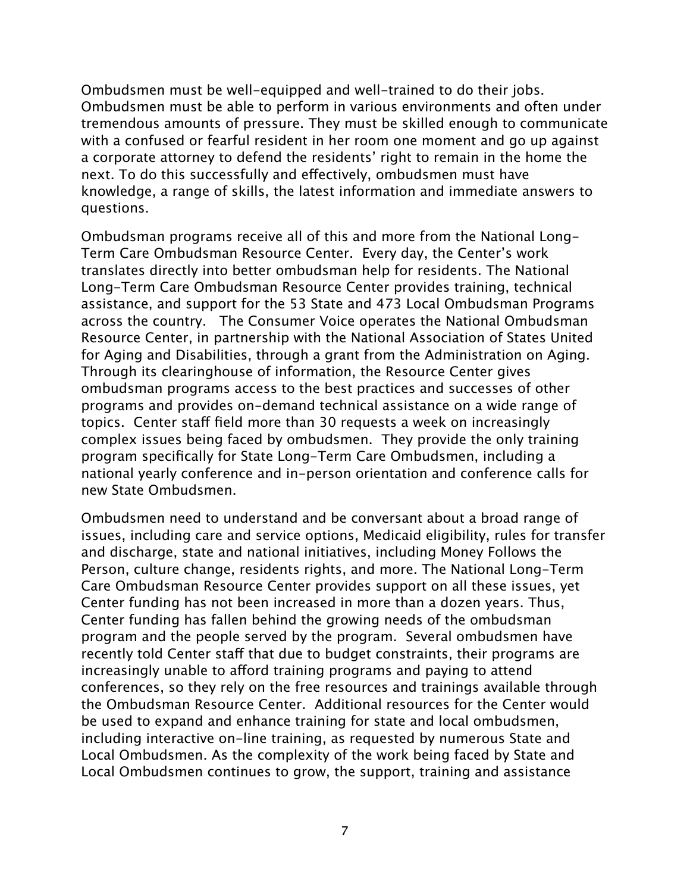Ombudsmen must be well-equipped and well-trained to do their jobs. Ombudsmen must be able to perform in various environments and often under tremendous amounts of pressure. They must be skilled enough to communicate with a confused or fearful resident in her room one moment and go up against a corporate attorney to defend the residents' right to remain in the home the next. To do this successfully and effectively, ombudsmen must have knowledge, a range of skills, the latest information and immediate answers to questions.

Ombudsman programs receive all of this and more from the National Long-Term Care Ombudsman Resource Center. Every day, the Center's work translates directly into better ombudsman help for residents. The National Long-Term Care Ombudsman Resource Center provides training, technical assistance, and support for the 53 State and 473 Local Ombudsman Programs across the country. The Consumer Voice operates the National Ombudsman Resource Center, in partnership with the National Association of States United for Aging and Disabilities, through a grant from the Administration on Aging. Through its clearinghouse of information, the Resource Center gives ombudsman programs access to the best practices and successes of other programs and provides on-demand technical assistance on a wide range of topics. Center staff field more than 30 requests a week on increasingly complex issues being faced by ombudsmen. They provide the only training program specifically for State Long-Term Care Ombudsmen, including a national yearly conference and in-person orientation and conference calls for new State Ombudsmen.

Ombudsmen need to understand and be conversant about a broad range of issues, including care and service options, Medicaid eligibility, rules for transfer and discharge, state and national initiatives, including Money Follows the Person, culture change, residents rights, and more. The National Long-Term Care Ombudsman Resource Center provides support on all these issues, yet Center funding has not been increased in more than a dozen years. Thus, Center funding has fallen behind the growing needs of the ombudsman program and the people served by the program. Several ombudsmen have recently told Center staff that due to budget constraints, their programs are increasingly unable to afford training programs and paying to attend conferences, so they rely on the free resources and trainings available through the Ombudsman Resource Center. Additional resources for the Center would be used to expand and enhance training for state and local ombudsmen, including interactive on-line training, as requested by numerous State and Local Ombudsmen. As the complexity of the work being faced by State and Local Ombudsmen continues to grow, the support, training and assistance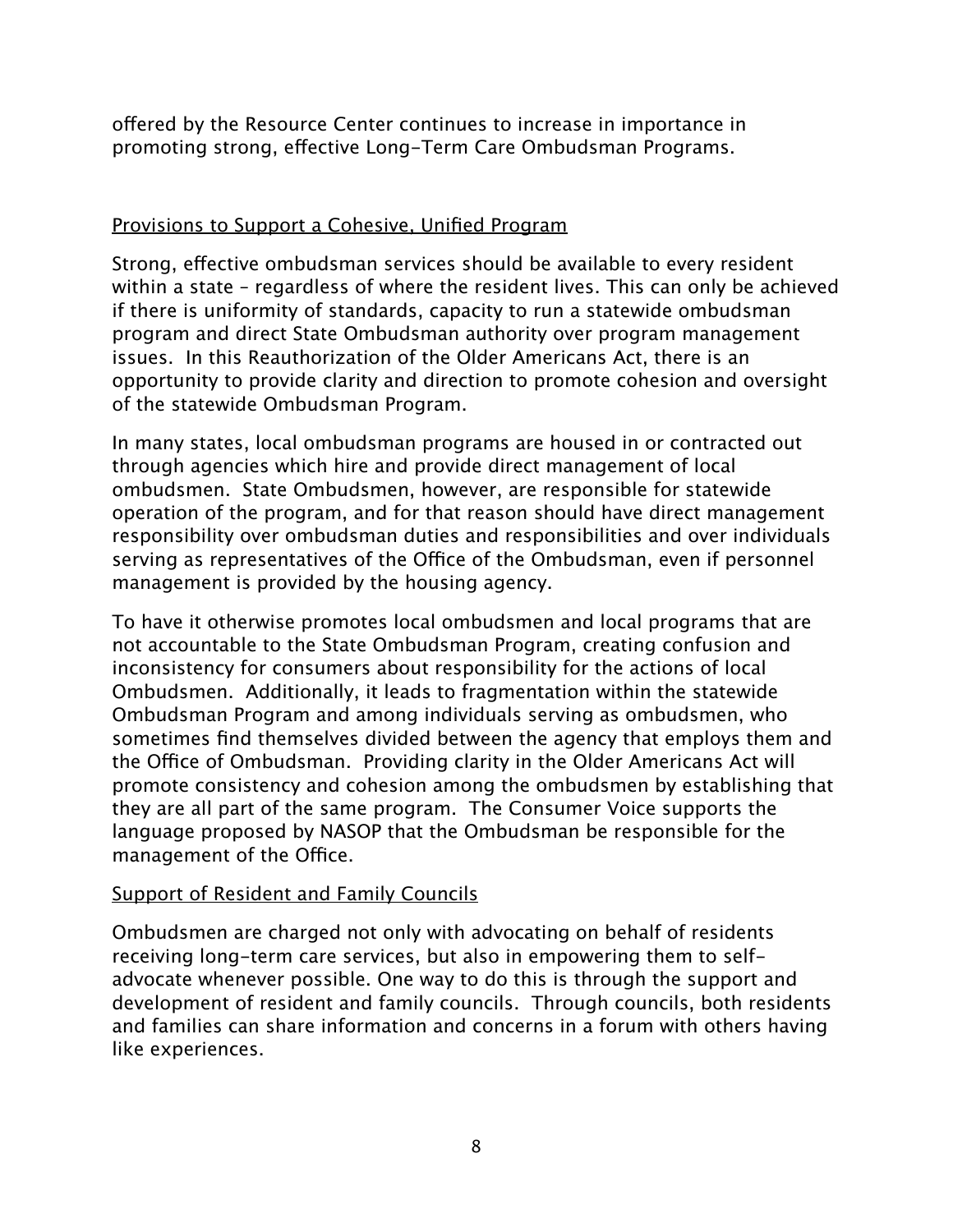offered by the Resource Center continues to increase in importance in promoting strong, effective Long-Term Care Ombudsman Programs.

<u>Provisions to Support a Cohesive, Unified Program</u>

Strong, effective ombudsman services should be available to every resident within a state – regardless of where the resident lives. This can only be achieved if there is uniformity of standards, capacity to run a statewide ombudsman program and direct State Ombudsman authority over program management issues. In this Reauthorization of the Older Americans Act, there is an opportunity to provide clarity and direction to promote cohesion and oversight of the statewide Ombudsman Program.

In many states, local ombudsman programs are housed in or contracted out through agencies which hire and provide direct management of local ombudsmen. State Ombudsmen, however, are responsible for statewide operation of the program, and for that reason should have direct management responsibility over ombudsman duties and responsibilities and over individuals serving as representatives of the Office of the Ombudsman, even if personnel management is provided by the housing agency.

To have it otherwise promotes local ombudsmen and local programs that are not accountable to the State Ombudsman Program, creating confusion and inconsistency for consumers about responsibility for the actions of local Ombudsmen. Additionally, it leads to fragmentation within the statewide Ombudsman Program and among individuals serving as ombudsmen, who sometimes find themselves divided between the agency that employs them and the Office of Ombudsman. Providing clarity in the Older Americans Act will promote consistency and cohesion among the ombudsmen by establishing that they are all part of the same program. The Consumer Voice supports the language proposed by NASOP that the Ombudsman be responsible for the management of the Office.

<u>Support of Resident and Family Councils</u>

Ombudsmen are charged not only with advocating on behalf of residents receiving long-term care services, but also in empowering them to self-advocate whenever possible. One way to do this is through the support and development of resident and family councils. Through councils, both residents and families can share information and concerns in a forum with others having like experiences.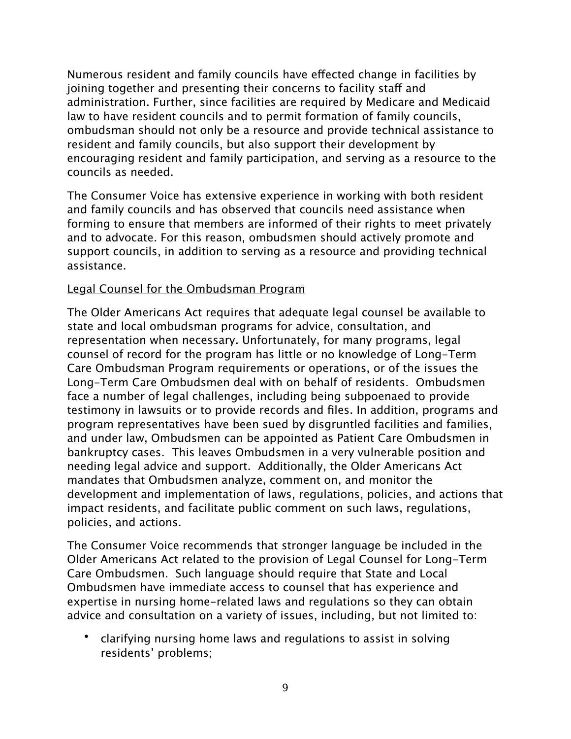Numerous resident and family councils have effected change in facilities by joining together and presenting their concerns to facility staff and administration. Further, since facilities are required by Medicare and Medicaid law to have resident councils and to permit formation of family councils, ombudsman should not only be a resource and provide technical assistance to resident and family councils, but also support their development by encouraging resident and family participation, and serving as a resource to the councils as needed.

The Consumer Voice has extensive experience in working with both resident and family councils and has observed that councils need assistance when forming to ensure that members are informed of their rights to meet privately and to advocate. For this reason, ombudsmen should actively promote and support councils, in addition to serving as a resource and providing technical assistance.

<u>Legal Counsel for the Ombudsman Program</u>

The Older Americans Act requires that adequate legal counsel be available to state and local ombudsman programs for advice, consultation, and representation when necessary. Unfortunately, for many programs, legal counsel of record for the program has little or no knowledge of Long-Term Care Ombudsman Program requirements or operations, or of the issues the Long-Term Care Ombudsmen deal with on behalf of residents. Ombudsmen face a number of legal challenges, including being subpoenaed to provide testimony in lawsuits or to provide records and files. In addition, programs and program representatives have been sued by disgruntled facilities and families, and under law, Ombudsmen can be appointed as Patient Care Ombudsmen in bankruptcy cases. This leaves Ombudsmen in a very vulnerable position and needing legal advice and support. Additionally, the Older Americans Act mandates that Ombudsmen analyze, comment on, and monitor the development and implementation of laws, regulations, policies, and actions that impact residents, and facilitate public comment on such laws, regulations, policies, and actions.

The Consumer Voice recommends that stronger language be included in the Older Americans Act related to the provision of Legal Counsel for Long-Term Care Ombudsmen. Such language should require that State and Local Ombudsmen have immediate access to counsel that has experience and expertise in nursing home-related laws and regulations so they can obtain advice and consultation on a variety of issues, including, but not limited to:

- clarifying nursing home laws and regulations to assist in solving residents' problems;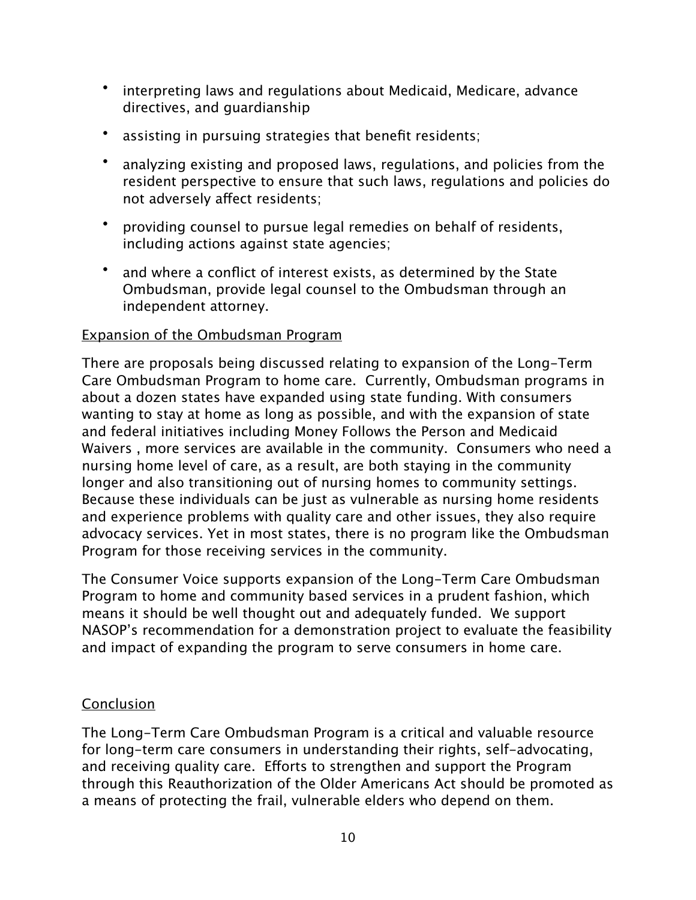- interpreting laws and regulations about Medicaid, Medicare, advance directives, and guardianship
- assisting in pursuing strategies that benefit residents;
- analyzing existing and proposed laws, regulations, and policies from the resident perspective to ensure that such laws, regulations and policies do not adversely affect residents;
- providing counsel to pursue legal remedies on behalf of residents, including actions against state agencies;
- and where a conflict of interest exists, as determined by the State Ombudsman, provide legal counsel to the Ombudsman through an independent attorney.

Expansion of the Ombudsman Program

There are proposals being discussed relating to expansion of the Long-Term Care Ombudsman Program to home care. Currently, Ombudsman programs in about a dozen states have expanded using state funding. With consumers wanting to stay at home as long as possible, and with the expansion of state and federal initiatives including Money Follows the Person and Medicaid Waivers , more services are available in the community. Consumers who need a nursing home level of care, as a result, are both staying in the community longer and also transitioning out of nursing homes to community settings. Because these individuals can be just as vulnerable as nursing home residents and experience problems with quality care and other issues, they also require advocacy services. Yet in most states, there is no program like the Ombudsman Program for those receiving services in the community.

The Consumer Voice supports expansion of the Long-Term Care Ombudsman Program to home and community based services in a prudent fashion, which means it should be well thought out and adequately funded. We support NASOP's recommendation for a demonstration project to evaluate the feasibility and impact of expanding the program to serve consumers in home care.

Conclusion

The Long-Term Care Ombudsman Program is a critical and valuable resource for long-term care consumers in understanding their rights, self-advocating, and receiving quality care. Efforts to strengthen and support the Program through this Reauthorization of the Older Americans Act should be promoted as a means of protecting the frail, vulnerable elders who depend on them.